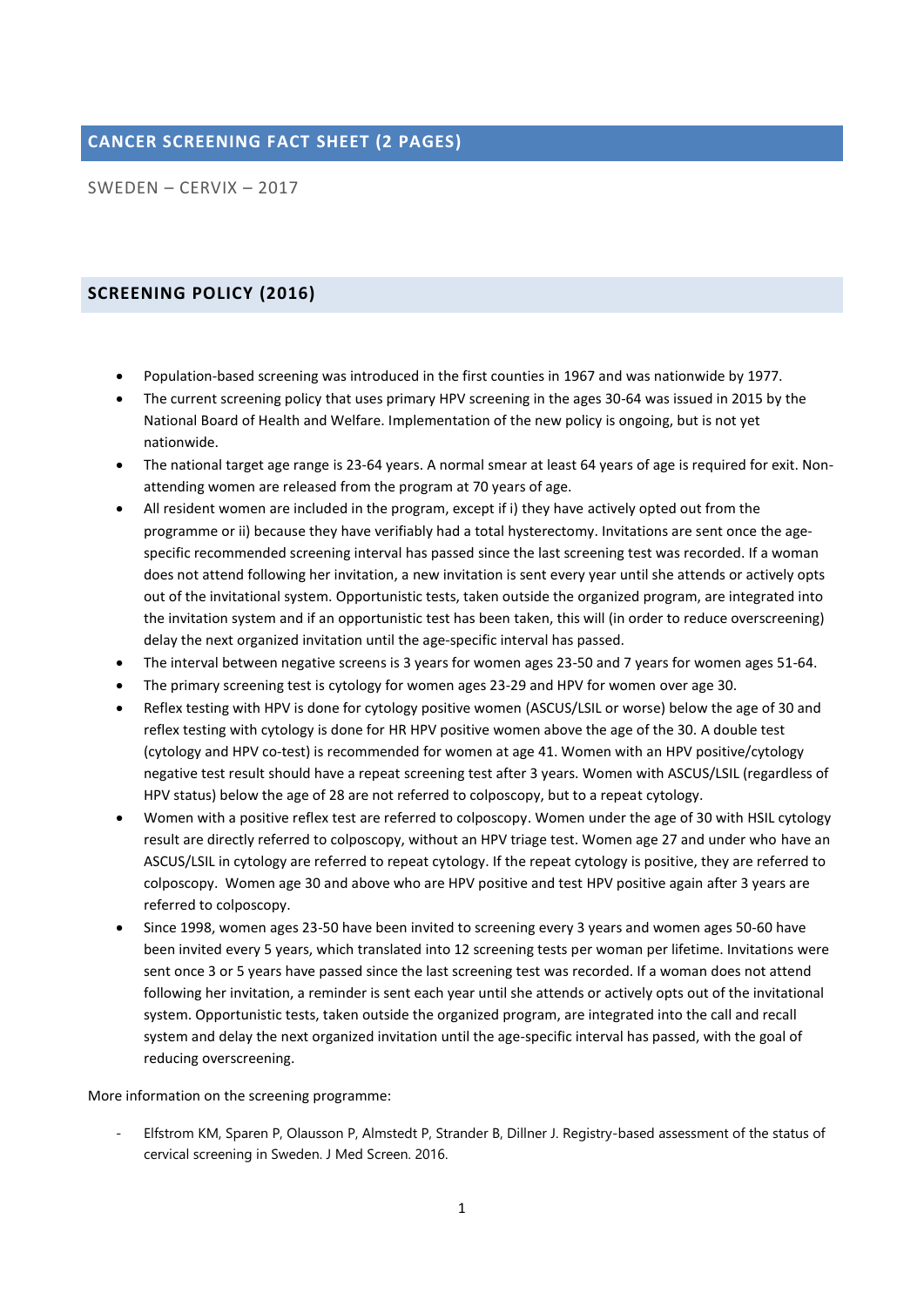# CANCER SCREENING FACT SHEET (2 PAGES)

SWEDEN – CERVIX – 2017

## SCREENING POLICY (2016)

- Population-based screening was introduced in the first counties in 1967 and was nationwide by 1977.
- The current screening policy that uses primary HPV screening in the ages 30-64 was issued in 2015 by the National Board of Health and Welfare. Implementation of the new policy is ongoing, but is not yet nationwide.
- The national target age range is 23-64 years. A normal smear at least 64 years of age is required for exit. Non-attending women are released from the program at 70 years of age.
- All resident women are included in the program, except if i) they have actively opted out from the programme or ii) because they have verifiably had a total hysterectomy. Invitations are sent once the age-specific recommended screening interval has passed since the last screening test was recorded. If a woman does not attend following her invitation, a new invitation is sent every year until she attends or actively opts out of the invitational system. Opportunistic tests, taken outside the organized program, are integrated into the invitation system and if an opportunistic test has been taken, this will (in order to reduce overscreening) delay the next organized invitation until the age-specific interval has passed.
- The interval between negative screens is 3 years for women ages 23-50 and 7 years for women ages 51-64.
- The primary screening test is cytology for women ages 23-29 and HPV for women over age 30.
- Reflex testing with HPV is done for cytology positive women (ASCUS/LSIL or worse) below the age of 30 and reflex testing with cytology is done for HR HPV positive women above the age of the 30. A double test (cytology and HPV co-test) is recommended for women at age 41. Women with an HPV positive/cytology negative test result should have a repeat screening test after 3 years. Women with ASCUS/LSIL (regardless of HPV status) below the age of 28 are not referred to colposcopy, but to a repeat cytology.
- Women with a positive reflex test are referred to colposcopy. Women under the age of 30 with HSIL cytology result are directly referred to colposcopy, without an HPV triage test. Women age 27 and under who have an ASCUS/LSIL in cytology are referred to repeat cytology. If the repeat cytology is positive, they are referred to colposcopy. Women age 30 and above who are HPV positive and test HPV positive again after 3 years are referred to colposcopy.
- Since 1998, women ages 23-50 have been invited to screening every 3 years and women ages 50-60 have been invited every 5 years, which translated into 12 screening tests per woman per lifetime. Invitations were sent once 3 or 5 years have passed since the last screening test was recorded. If a woman does not attend following her invitation, a reminder is sent each year until she attends or actively opts out of the invitational system. Opportunistic tests, taken outside the organized program, are integrated into the call and recall system and delay the next organized invitation until the age-specific interval has passed, with the goal of reducing overscreening.

More information on the screening programme:

- Elfstrom KM, Sparen P, Olausson P, Almstedt P, Strander B, Dillner J. Registry-based assessment of the status of cervical screening in Sweden. *J Med Screen*. 2016.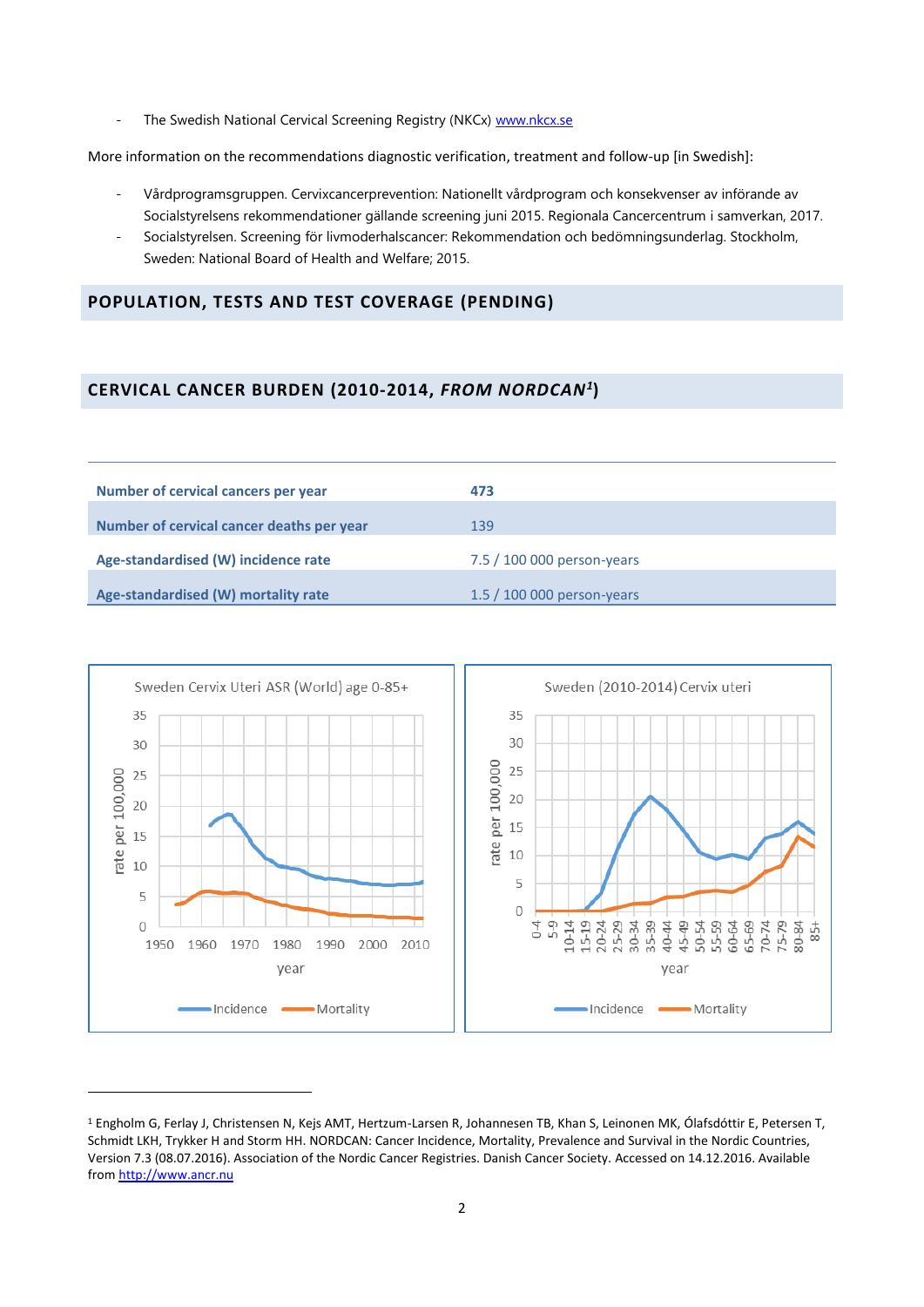- The Swedish National Cervical Screening Registry (NKCx) [www.nkcx.se](www.nkcx.se)

More information on the recommendations diagnostic verification, treatment and follow-up [in Swedish]:

- Vårdprogramsgruppen. Cervixcancerprevention: Nationellt vårdprogram och konsekvenser av införande av Socialstyrelsens rekommendationer gällande screening juni 2015. Regionala Cancercentrum i samverkan, 2017.
- Socialstyrelsen. Screening för livmoderhalscancer: Rekommendation och bedömningsunderlag. Stockholm, Sweden: National Board of Health and Welfare; 2015.

## POPULATION, TESTS AND TEST COVERAGE (PENDING)

## CERVICAL CANCER BURDEN (2010-2014, *FROM NORDCAN*[1])

| | |
|---|---|
| **Number of cervical cancers per year** | **473** |
| **Number of cervical cancer deaths per year** | 139 |
| **Age-standardised (W) incidence rate** | 7.5 / 100 000 person-years |
| **Age-standardised (W) mortality rate** | 1.5 / 100 000 person-years |

Sweden Cervix Uteri ASR (World) age 0-85+

rate per 100,000

0 5 10 15 20 25 30 35

1950 1960 1970 1980 1990 2000 2010

year

Incidence Mortality

Sweden (2010-2014) Cervix uteri

rate per 100,000

0 5 10 15 20 25 30 35

0-4 5-9 10-14 15-19 20-24 25-29 30-34 35-39 40-44 45-49 50-54 55-59 60-64 65-69 70-74 75-79 80-84 85+

year

Incidence Mortality

[1] Engholm G, Ferlay J, Christensen N, Kejs AMT, Hertzum-Larsen R, Johannesen TB, Khan S, Leinonen MK, Ólafsdóttir E, Petersen T, Schmidt LKH, Trykker H and Storm HH. NORDCAN: Cancer Incidence, Mortality, Prevalence and Survival in the Nordic Countries, Version 7.3 (08.07.2016). Association of the Nordic Cancer Registries. Danish Cancer Society. Accessed on 14.12.2016. Available from [http://www.ancr.nu](http://www.ancr.nu)